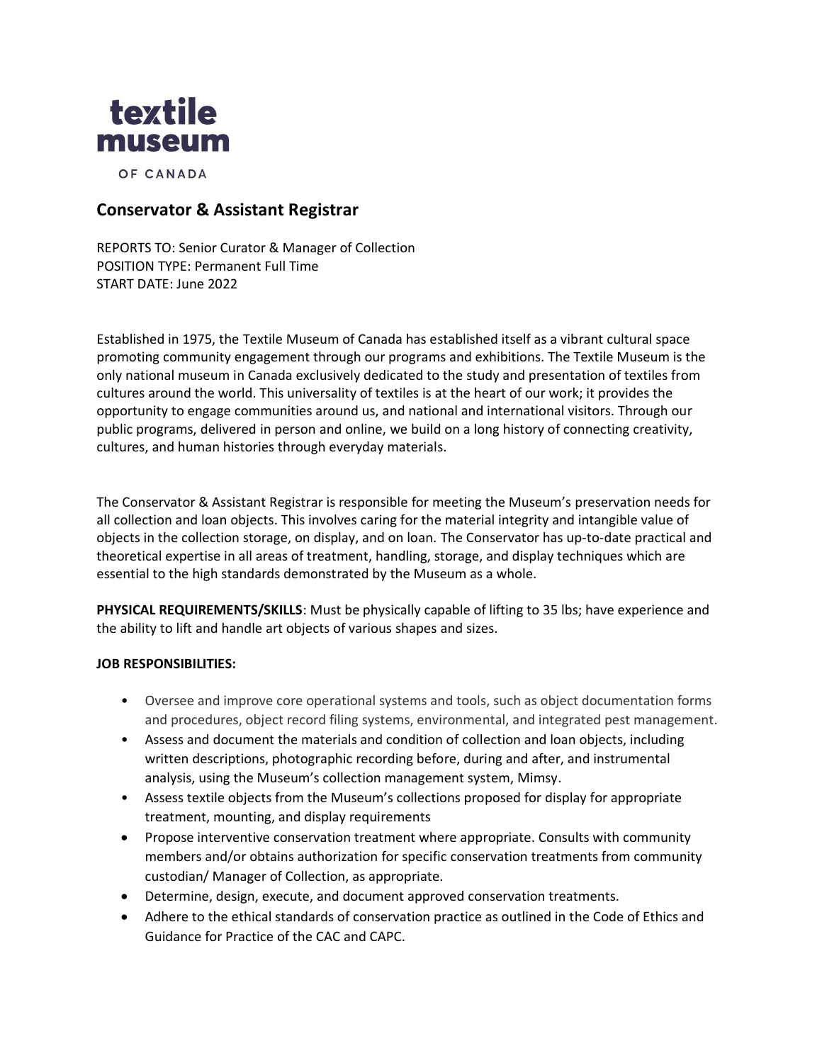textile museum

OF CANADA

## Conservator & Assistant Registrar

REPORTS TO: Senior Curator & Manager of Collection
POSITION TYPE: Permanent Full Time
START DATE: June 2022

Established in 1975, the Textile Museum of Canada has established itself as a vibrant cultural space promoting community engagement through our programs and exhibitions. The Textile Museum is the only national museum in Canada exclusively dedicated to the study and presentation of textiles from cultures around the world. This universality of textiles is at the heart of our work; it provides the opportunity to engage communities around us, and national and international visitors. Through our public programs, delivered in person and online, we build on a long history of connecting creativity, cultures, and human histories through everyday materials.

The Conservator & Assistant Registrar is responsible for meeting the Museum's preservation needs for all collection and loan objects. This involves caring for the material integrity and intangible value of objects in the collection storage, on display, and on loan. The Conservator has up-to-date practical and theoretical expertise in all areas of treatment, handling, storage, and display techniques which are essential to the high standards demonstrated by the Museum as a whole.

**PHYSICAL REQUIREMENTS/SKILLS**: Must be physically capable of lifting to 35 lbs; have experience and the ability to lift and handle art objects of various shapes and sizes.

**JOB RESPONSIBILITIES:**

- Oversee and improve core operational systems and tools, such as object documentation forms and procedures, object record filing systems, environmental, and integrated pest management.
- Assess and document the materials and condition of collection and loan objects, including written descriptions, photographic recording before, during and after, and instrumental analysis, using the Museum's collection management system, Mimsy.
- Assess textile objects from the Museum's collections proposed for display for appropriate treatment, mounting, and display requirements
- Propose interventive conservation treatment where appropriate. Consults with community members and/or obtains authorization for specific conservation treatments from community custodian/ Manager of Collection, as appropriate.
- Determine, design, execute, and document approved conservation treatments.
- Adhere to the ethical standards of conservation practice as outlined in the Code of Ethics and Guidance for Practice of the CAC and CAPC.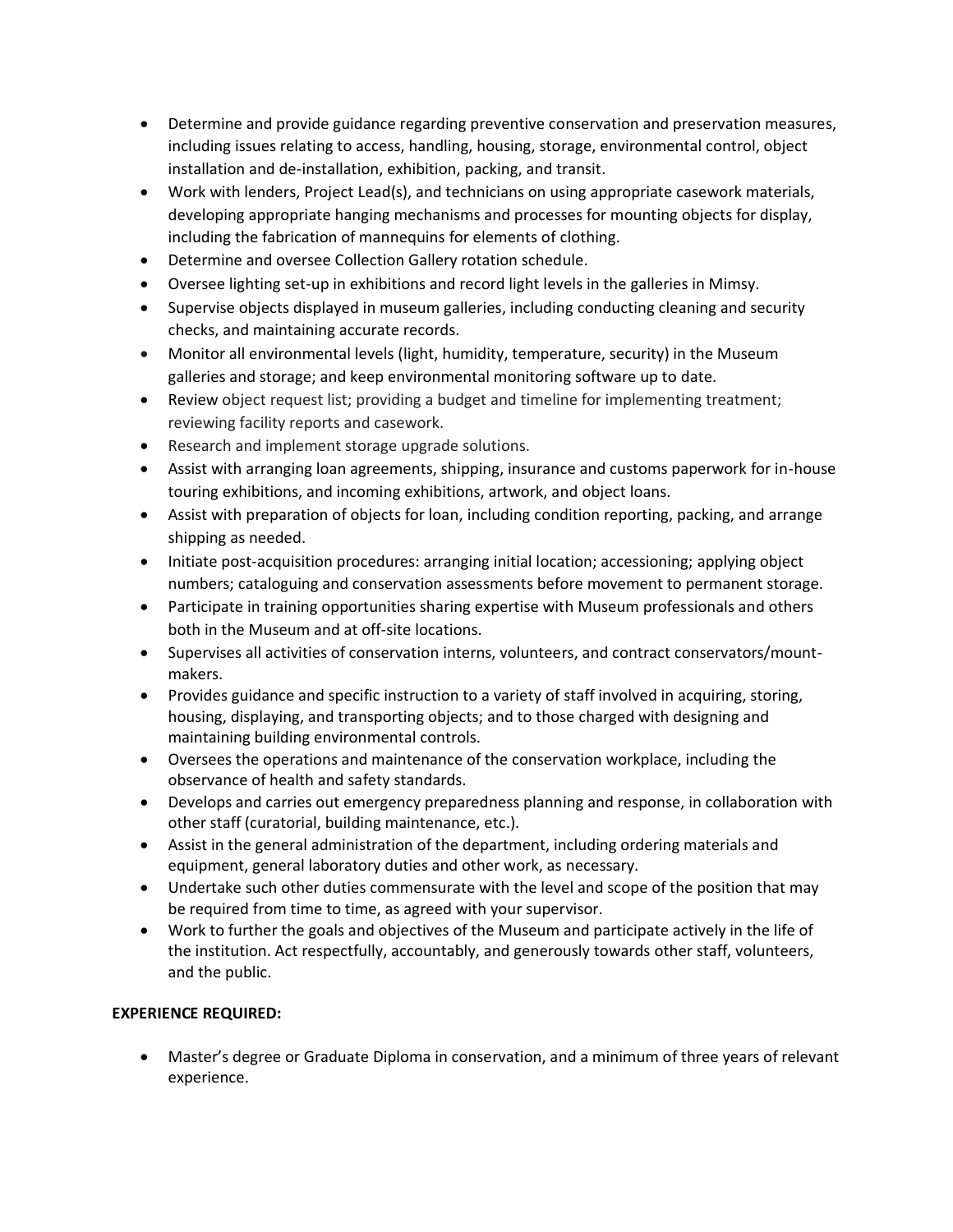- Determine and provide guidance regarding preventive conservation and preservation measures, including issues relating to access, handling, housing, storage, environmental control, object installation and de-installation, exhibition, packing, and transit.
- Work with lenders, Project Lead(s), and technicians on using appropriate casework materials, developing appropriate hanging mechanisms and processes for mounting objects for display, including the fabrication of mannequins for elements of clothing.
- Determine and oversee Collection Gallery rotation schedule.
- Oversee lighting set-up in exhibitions and record light levels in the galleries in Mimsy.
- Supervise objects displayed in museum galleries, including conducting cleaning and security checks, and maintaining accurate records.
- Monitor all environmental levels (light, humidity, temperature, security) in the Museum galleries and storage; and keep environmental monitoring software up to date.
- Review object request list; providing a budget and timeline for implementing treatment; reviewing facility reports and casework.
- Research and implement storage upgrade solutions.
- Assist with arranging loan agreements, shipping, insurance and customs paperwork for in-house touring exhibitions, and incoming exhibitions, artwork, and object loans.
- Assist with preparation of objects for loan, including condition reporting, packing, and arrange shipping as needed.
- Initiate post-acquisition procedures: arranging initial location; accessioning; applying object numbers; cataloguing and conservation assessments before movement to permanent storage.
- Participate in training opportunities sharing expertise with Museum professionals and others both in the Museum and at off-site locations.
- Supervises all activities of conservation interns, volunteers, and contract conservators/mount-makers.
- Provides guidance and specific instruction to a variety of staff involved in acquiring, storing, housing, displaying, and transporting objects; and to those charged with designing and maintaining building environmental controls.
- Oversees the operations and maintenance of the conservation workplace, including the observance of health and safety standards.
- Develops and carries out emergency preparedness planning and response, in collaboration with other staff (curatorial, building maintenance, etc.).
- Assist in the general administration of the department, including ordering materials and equipment, general laboratory duties and other work, as necessary.
- Undertake such other duties commensurate with the level and scope of the position that may be required from time to time, as agreed with your supervisor.
- Work to further the goals and objectives of the Museum and participate actively in the life of the institution. Act respectfully, accountably, and generously towards other staff, volunteers, and the public.

**EXPERIENCE REQUIRED:**

- Master's degree or Graduate Diploma in conservation, and a minimum of three years of relevant experience.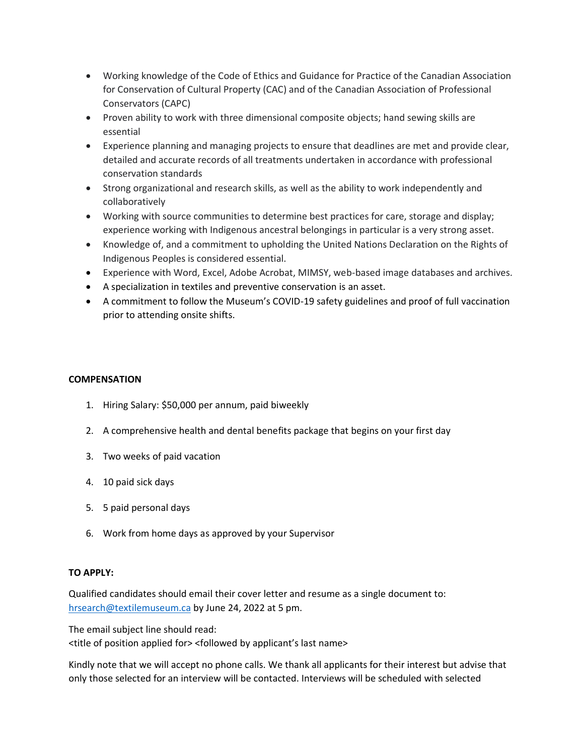- Working knowledge of the Code of Ethics and Guidance for Practice of the Canadian Association for Conservation of Cultural Property (CAC) and of the Canadian Association of Professional Conservators (CAPC)
- Proven ability to work with three dimensional composite objects; hand sewing skills are essential
- Experience planning and managing projects to ensure that deadlines are met and provide clear, detailed and accurate records of all treatments undertaken in accordance with professional conservation standards
- Strong organizational and research skills, as well as the ability to work independently and collaboratively
- Working with source communities to determine best practices for care, storage and display; experience working with Indigenous ancestral belongings in particular is a very strong asset.
- Knowledge of, and a commitment to upholding the United Nations Declaration on the Rights of Indigenous Peoples is considered essential.
- Experience with Word, Excel, Adobe Acrobat, MIMSY, web-based image databases and archives.
- A specialization in textiles and preventive conservation is an asset.
- A commitment to follow the Museum's COVID-19 safety guidelines and proof of full vaccination prior to attending onsite shifts.

**COMPENSATION**

1. Hiring Salary: $50,000 per annum, paid biweekly
2. A comprehensive health and dental benefits package that begins on your first day
3. Two weeks of paid vacation
4. 10 paid sick days
5. 5 paid personal days
6. Work from home days as approved by your Supervisor

**TO APPLY:**

Qualified candidates should email their cover letter and resume as a single document to: hrsearch@textilemuseum.ca by June 24, 2022 at 5 pm.

The email subject line should read:
<title of position applied for> <followed by applicant's last name>

Kindly note that we will accept no phone calls. We thank all applicants for their interest but advise that only those selected for an interview will be contacted. Interviews will be scheduled with selected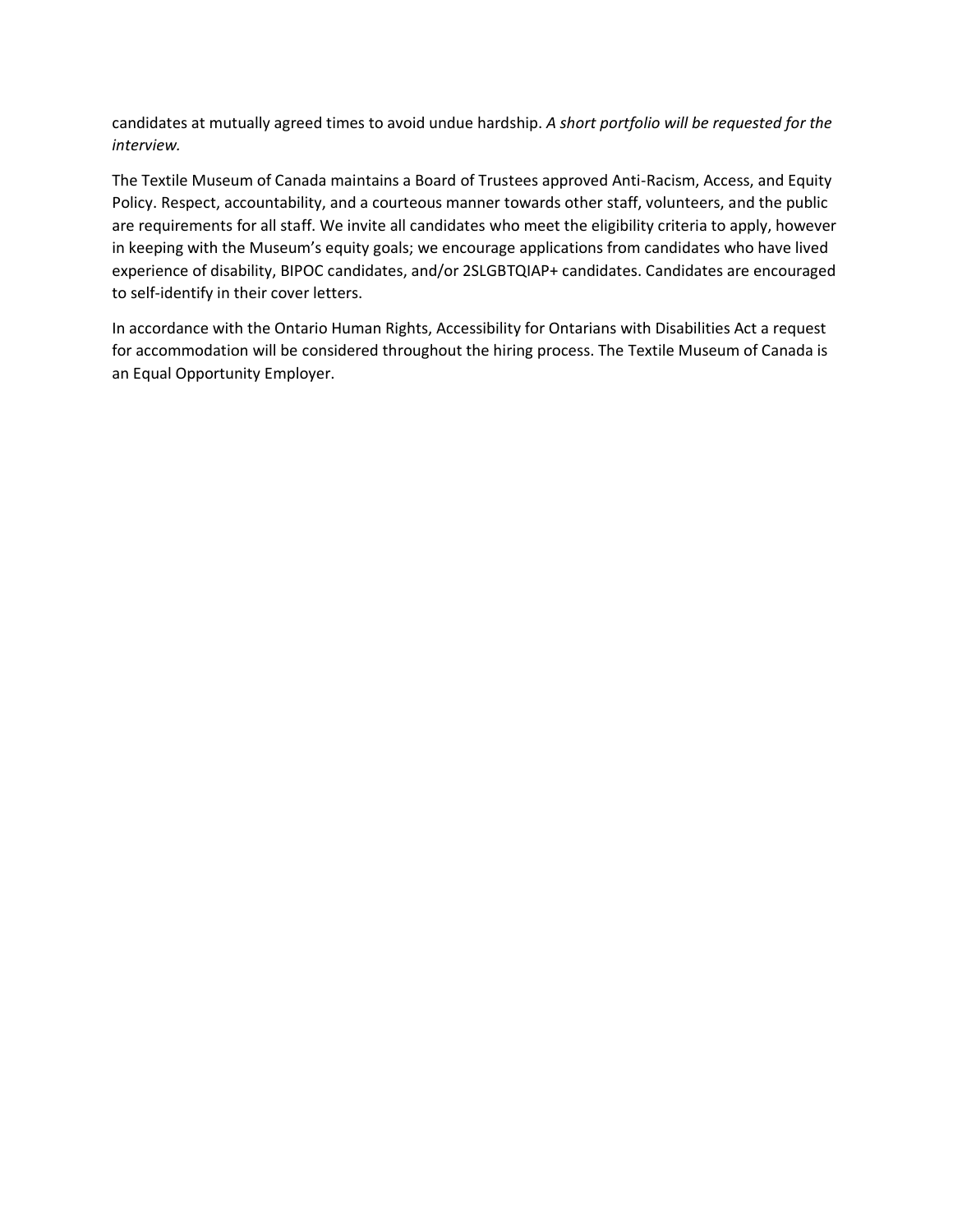candidates at mutually agreed times to avoid undue hardship. *A short portfolio will be requested for the interview.*

The Textile Museum of Canada maintains a Board of Trustees approved Anti-Racism, Access, and Equity Policy. Respect, accountability, and a courteous manner towards other staff, volunteers, and the public are requirements for all staff. We invite all candidates who meet the eligibility criteria to apply, however in keeping with the Museum's equity goals; we encourage applications from candidates who have lived experience of disability, BIPOC candidates, and/or 2SLGBTQIAP+ candidates. Candidates are encouraged to self-identify in their cover letters.

In accordance with the Ontario Human Rights, Accessibility for Ontarians with Disabilities Act a request for accommodation will be considered throughout the hiring process. The Textile Museum of Canada is an Equal Opportunity Employer.